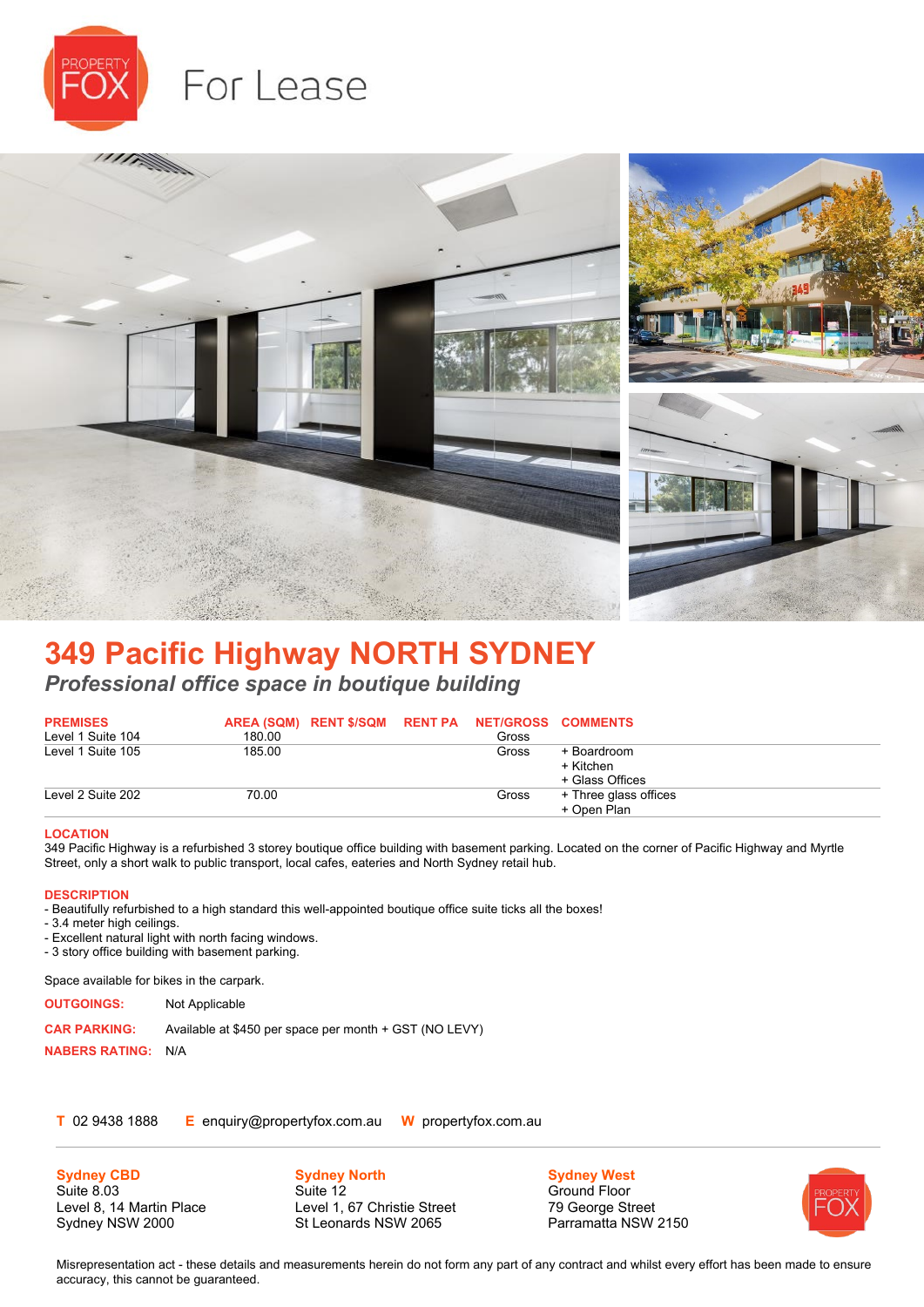# For Lease

## 349 Pacific Highway NORTH SYDNEY

### *Professional office space in boutique building*

| PREMISES | AREA (SQM) | RENT $/SQM | RENT PA | NET/GROSS | COMMENTS |
|---|---|---|---|---|---|
| Level 1 Suite 104 | 180.00 | | | Gross | |
| Level 1 Suite 105 | 185.00 | | | Gross | + Boardroom<br>+ Kitchen<br>+ Glass Offices |
| Level 2 Suite 202 | 70.00 | | | Gross | + Three glass offices<br>+ Open Plan |

**LOCATION**

349 Pacific Highway is a refurbished 3 storey boutique office building with basement parking. Located on the corner of Pacific Highway and Myrtle Street, only a short walk to public transport, local cafes, eateries and North Sydney retail hub.

**DESCRIPTION**

- Beautifully refurbished to a high standard this well-appointed boutique office suite ticks all the boxes!
- 3.4 meter high ceilings.
- Excellent natural light with north facing windows.
- 3 story office building with basement parking.

Space available for bikes in the carpark.

**OUTGOINGS:** Not Applicable

**CAR PARKING:** Available at $450 per space per month + GST (NO LEVY)

**NABERS RATING:** N/A

**T** 02 9438 1888 **E** enquiry@propertyfox.com.au **W** propertyfox.com.au

**Sydney CBD**
Suite 8.03
Level 8, 14 Martin Place
Sydney NSW 2000

**Sydney North**
Suite 12
Level 1, 67 Christie Street
St Leonards NSW 2065

**Sydney West**
Ground Floor
79 George Street
Parramatta NSW 2150

Misrepresentation act - these details and measurements herein do not form any part of any contract and whilst every effort has been made to ensure accuracy, this cannot be guaranteed.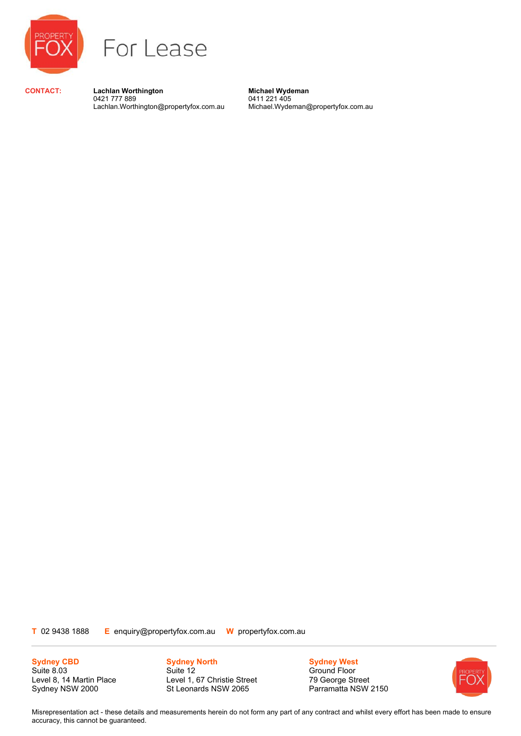# For Lease

**CONTACT:**

**Lachlan Worthington**
0421 777 889
Lachlan.Worthington@propertyfox.com.au

**Michael Wydeman**
0411 221 405
Michael.Wydeman@propertyfox.com.au

**T** 02 9438 1888 **E** enquiry@propertyfox.com.au **W** propertyfox.com.au

**Sydney CBD**
Suite 8.03
Level 8, 14 Martin Place
Sydney NSW 2000

**Sydney North**
Suite 12
Level 1, 67 Christie Street
St Leonards NSW 2065

**Sydney West**
Ground Floor
79 George Street
Parramatta NSW 2150

Misrepresentation act - these details and measurements herein do not form any part of any contract and whilst every effort has been made to ensure accuracy, this cannot be guaranteed.